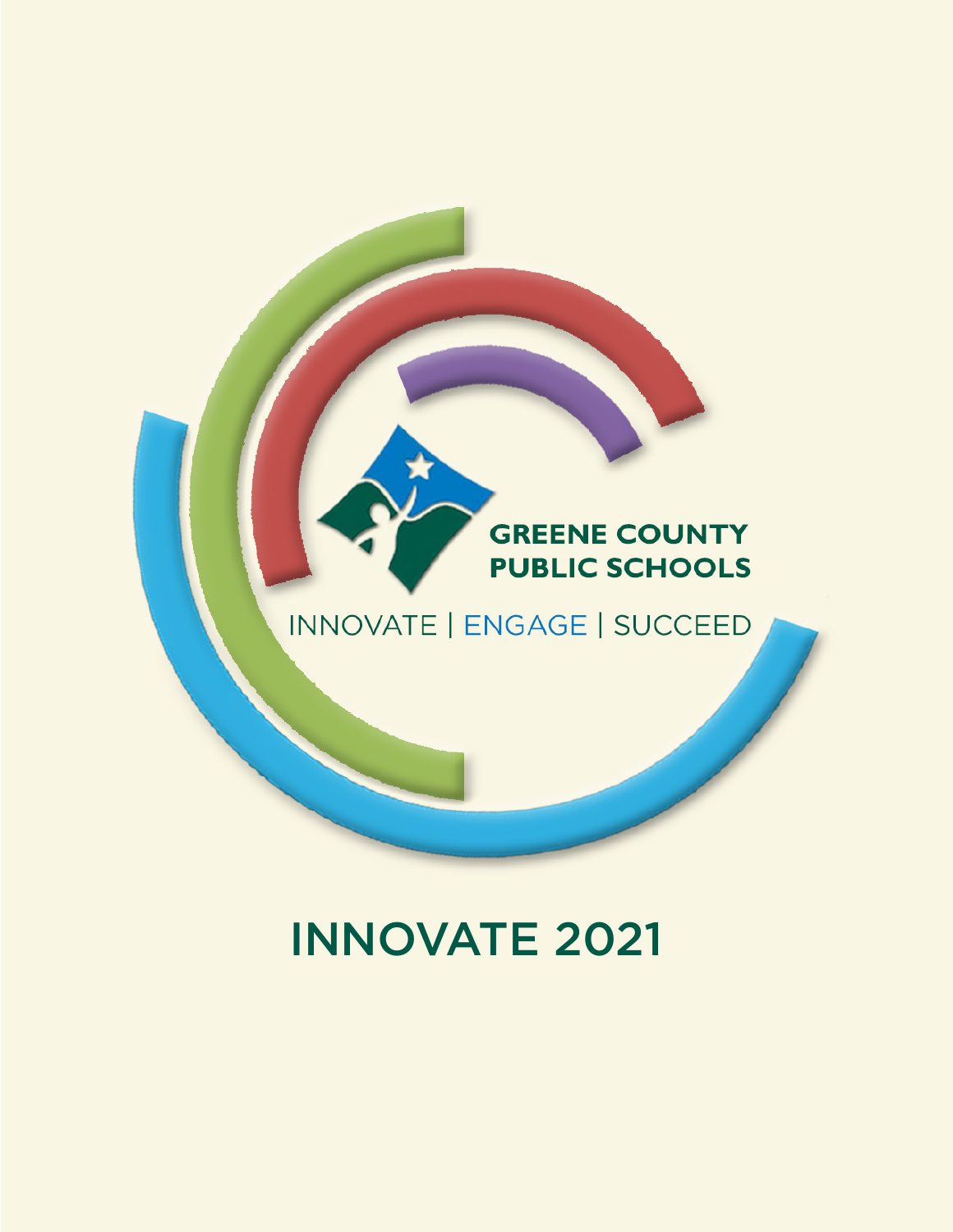GREENE COUNTY PUBLIC SCHOOLS

INNOVATE | ENGAGE | SUCCEED

# INNOVATE 2021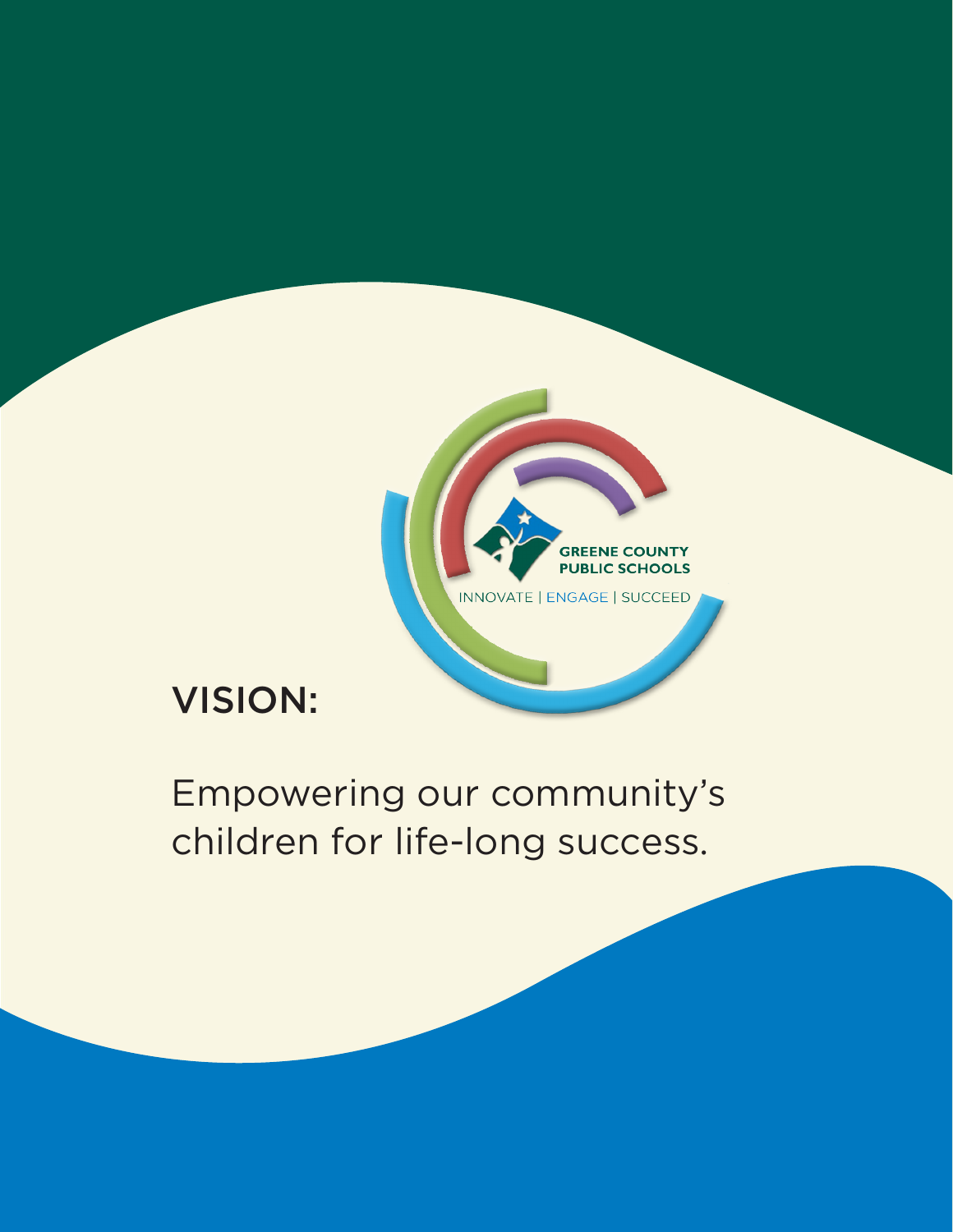GREENE COUNTY PUBLIC SCHOOLS

INNOVATE | ENGAGE | SUCCEED

## VISION:

Empowering our community's children for life-long success.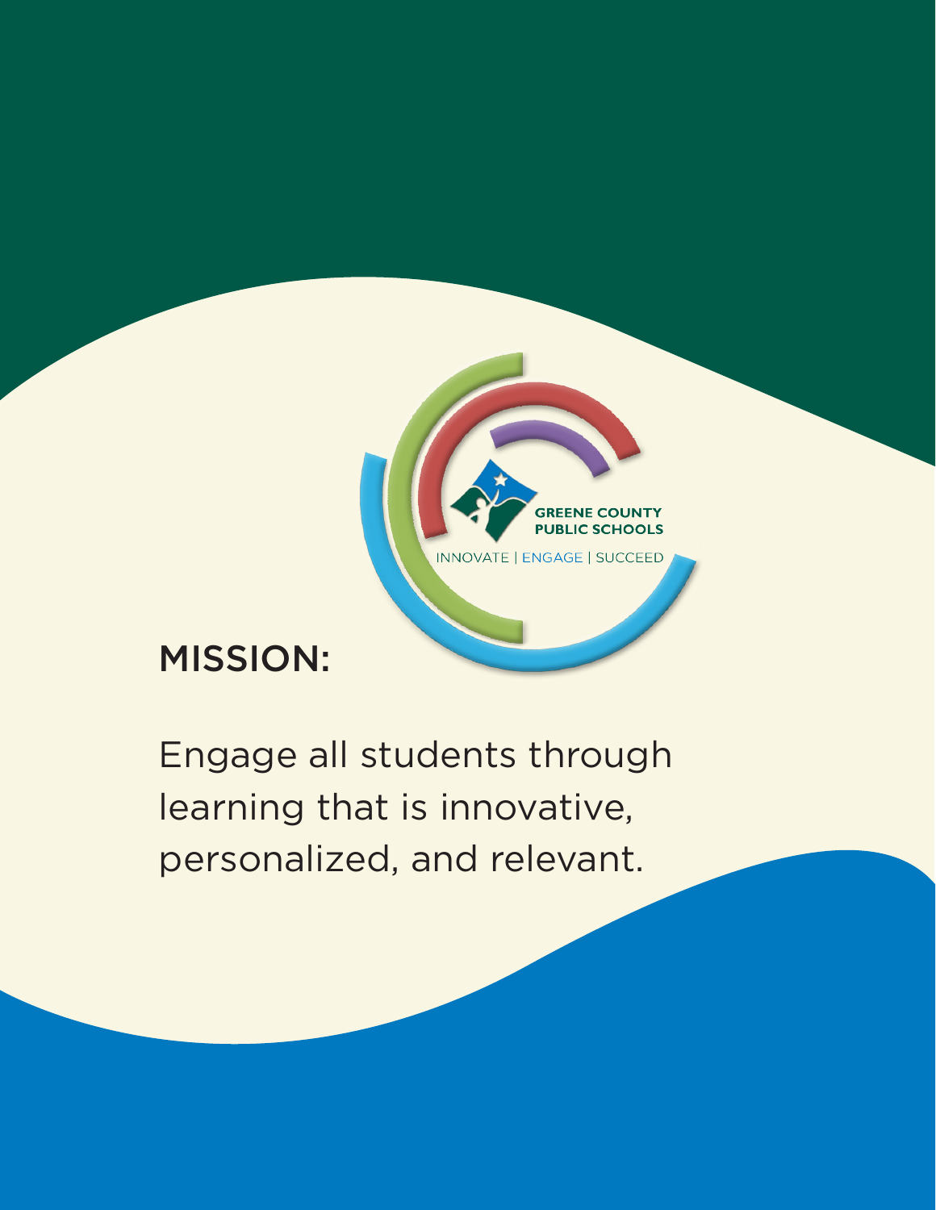GREENE COUNTY PUBLIC SCHOOLS

INNOVATE | ENGAGE | SUCCEED

## MISSION:

Engage all students through learning that is innovative, personalized, and relevant.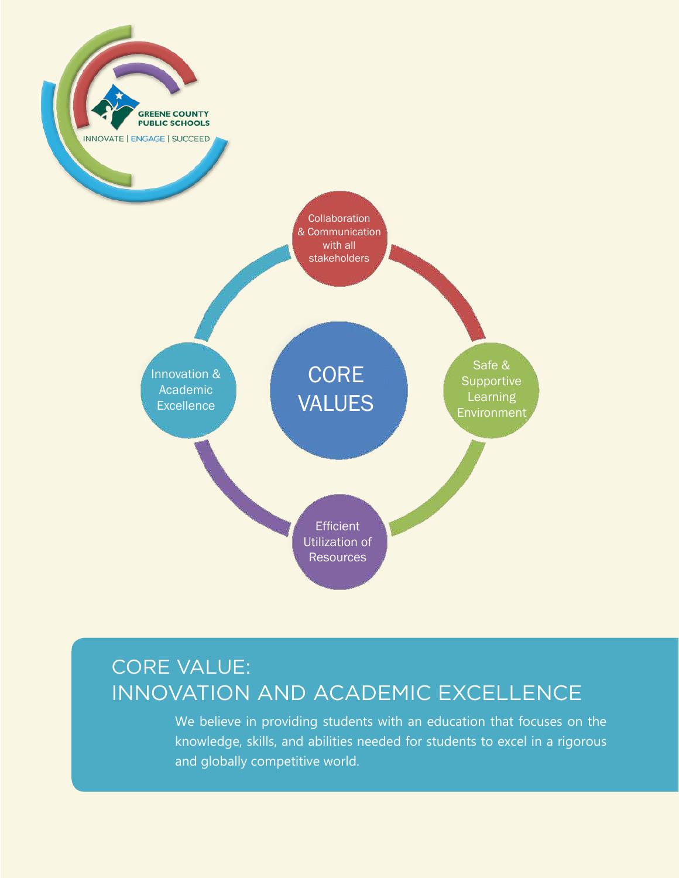GREENE COUNTY PUBLIC SCHOOLS

INNOVATE | ENGAGE | SUCCEED

CORE VALUES

Collaboration & Communication with all stakeholders

Safe & Supportive Learning Environment

Efficient Utilization of Resources

Innovation & Academic Excellence

## CORE VALUE: INNOVATION AND ACADEMIC EXCELLENCE

We believe in providing students with an education that focuses on the knowledge, skills, and abilities needed for students to excel in a rigorous and globally competitive world.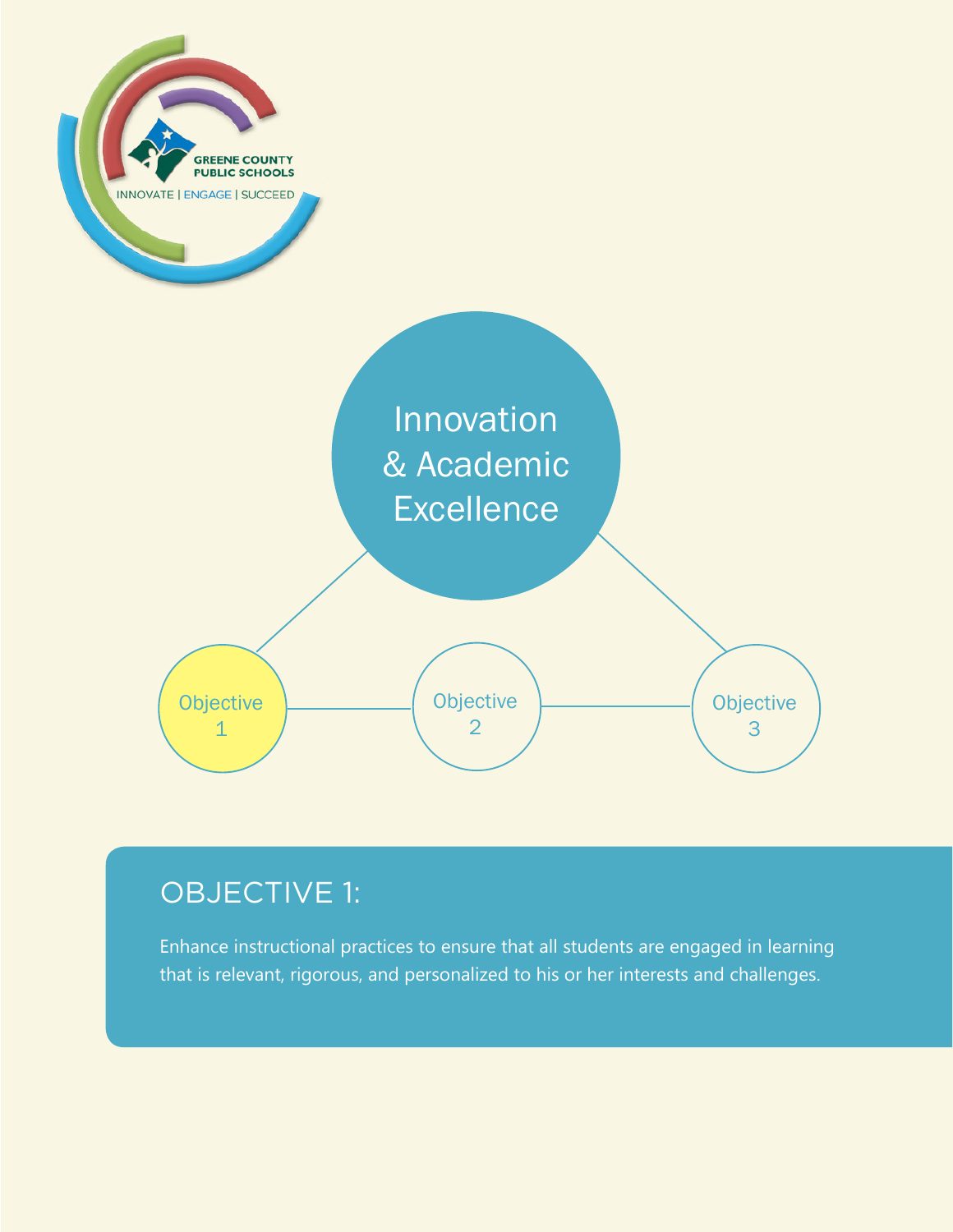GREENE COUNTY PUBLIC SCHOOLS

INNOVATE | ENGAGE | SUCCEED

Innovation & Academic Excellence

Objective 1

Objective 2

Objective 3

## OBJECTIVE 1:

Enhance instructional practices to ensure that all students are engaged in learning that is relevant, rigorous, and personalized to his or her interests and challenges.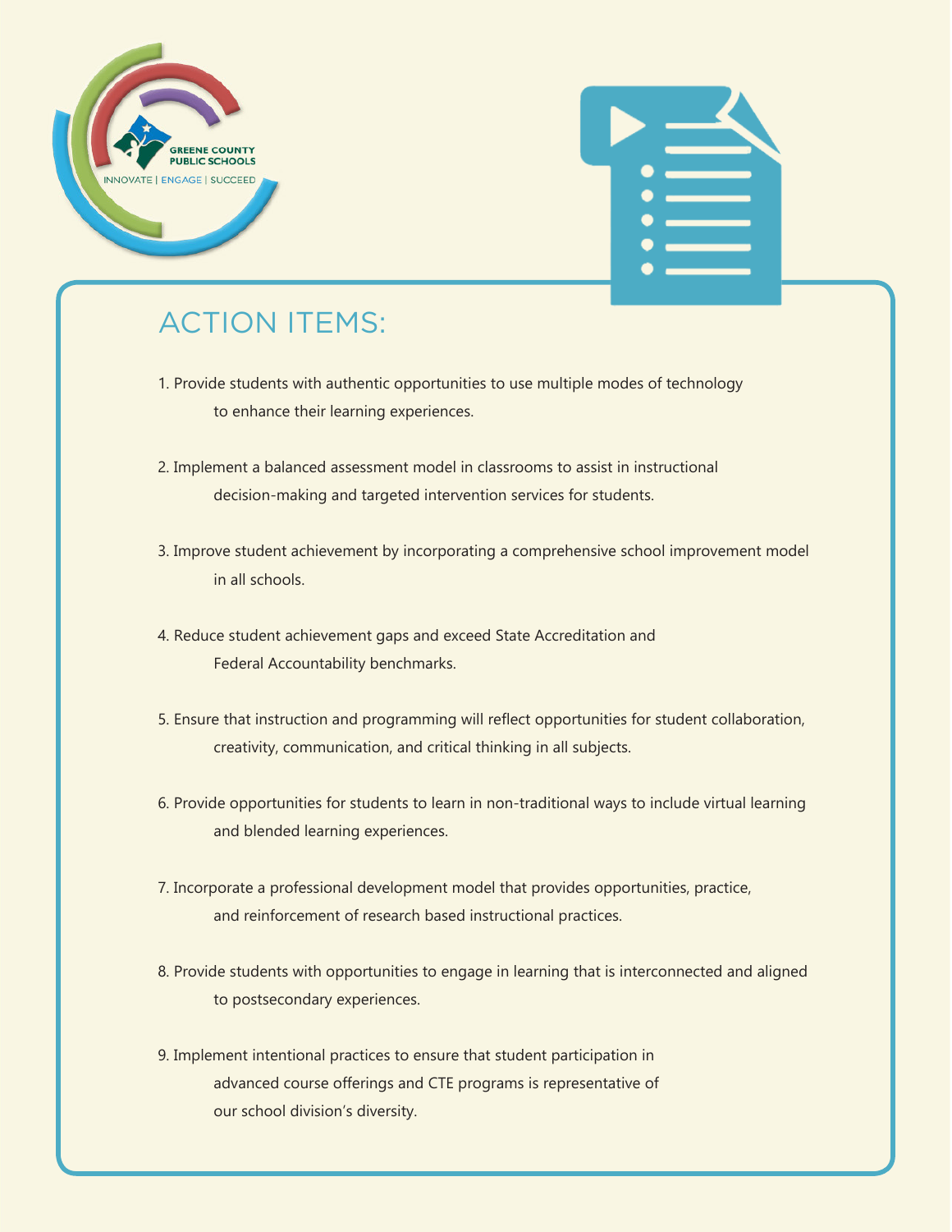# ACTION ITEMS:

1. Provide students with authentic opportunities to use multiple modes of technology to enhance their learning experiences.

2. Implement a balanced assessment model in classrooms to assist in instructional decision-making and targeted intervention services for students.

3. Improve student achievement by incorporating a comprehensive school improvement model in all schools.

4. Reduce student achievement gaps and exceed State Accreditation and Federal Accountability benchmarks.

5. Ensure that instruction and programming will reflect opportunities for student collaboration, creativity, communication, and critical thinking in all subjects.

6. Provide opportunities for students to learn in non-traditional ways to include virtual learning and blended learning experiences.

7. Incorporate a professional development model that provides opportunities, practice, and reinforcement of research based instructional practices.

8. Provide students with opportunities to engage in learning that is interconnected and aligned to postsecondary experiences.

9. Implement intentional practices to ensure that student participation in advanced course offerings and CTE programs is representative of our school division's diversity.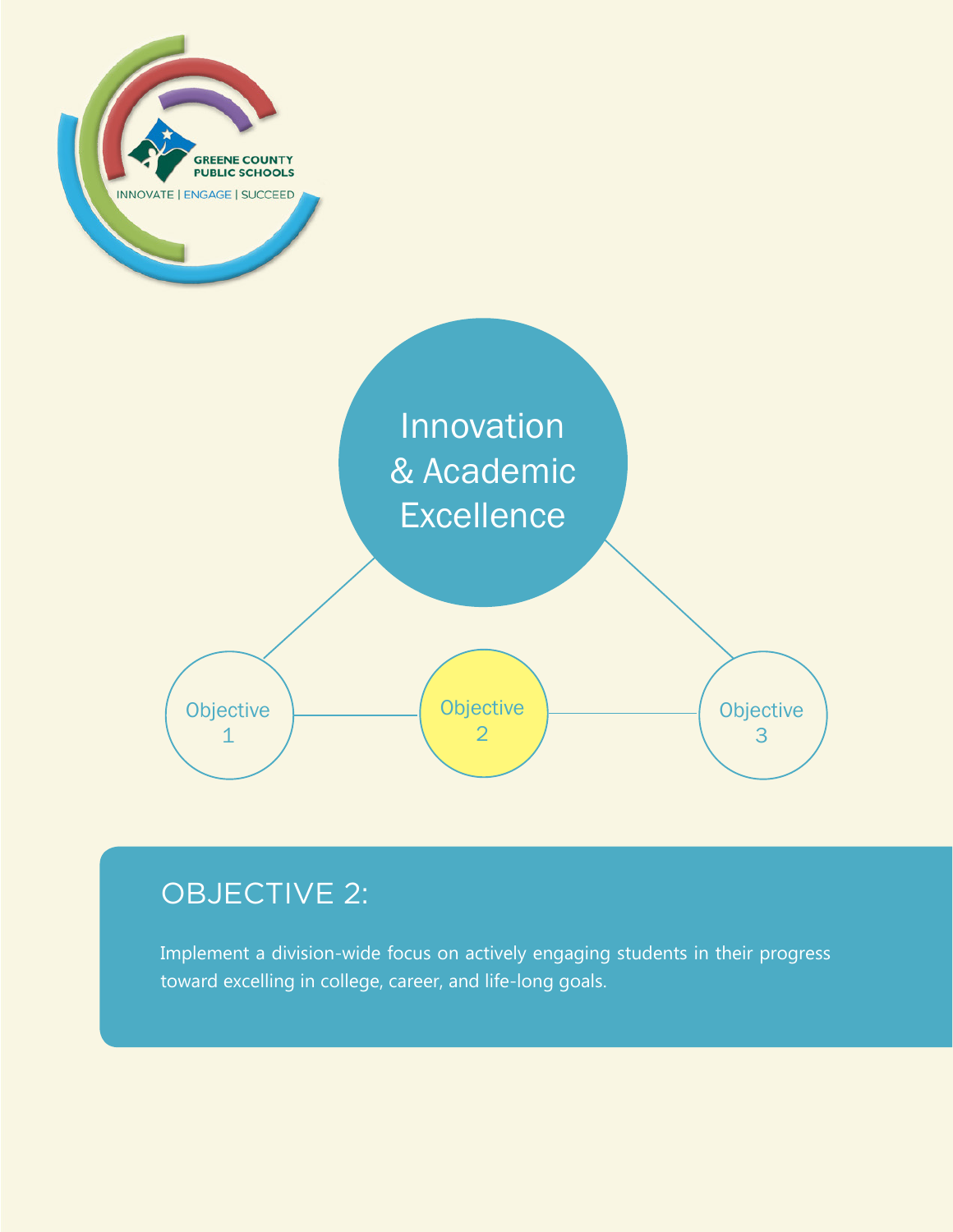GREENE COUNTY PUBLIC SCHOOLS

INNOVATE | ENGAGE | SUCCEED

Innovation & Academic Excellence

Objective 1

Objective 2

Objective 3

## OBJECTIVE 2:

Implement a division-wide focus on actively engaging students in their progress toward excelling in college, career, and life-long goals.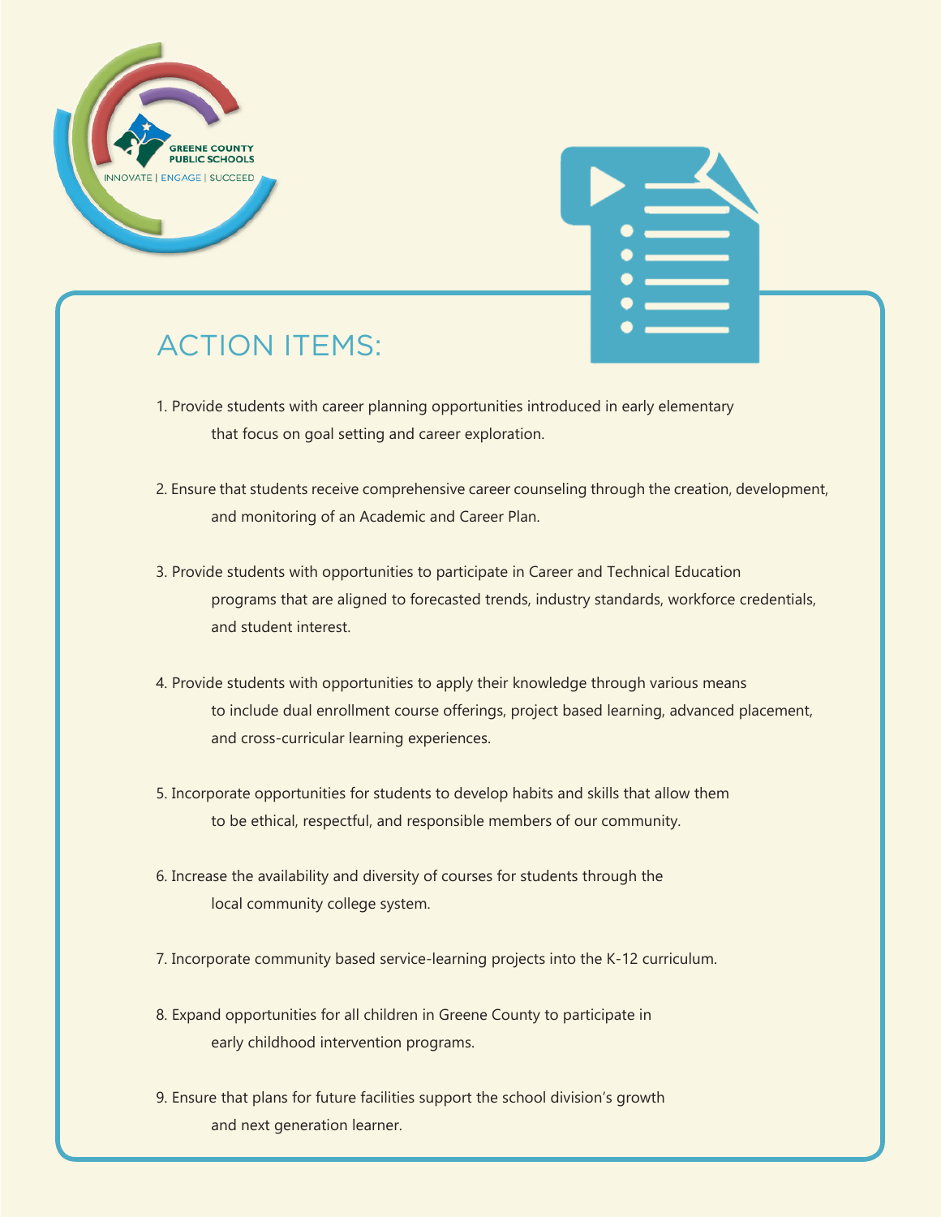## ACTION ITEMS:

1. Provide students with career planning opportunities introduced in early elementary that focus on goal setting and career exploration.

2. Ensure that students receive comprehensive career counseling through the creation, development, and monitoring of an Academic and Career Plan.

3. Provide students with opportunities to participate in Career and Technical Education programs that are aligned to forecasted trends, industry standards, workforce credentials, and student interest.

4. Provide students with opportunities to apply their knowledge through various means to include dual enrollment course offerings, project based learning, advanced placement, and cross-curricular learning experiences.

5. Incorporate opportunities for students to develop habits and skills that allow them to be ethical, respectful, and responsible members of our community.

6. Increase the availability and diversity of courses for students through the local community college system.

7. Incorporate community based service-learning projects into the K-12 curriculum.

8. Expand opportunities for all children in Greene County to participate in early childhood intervention programs.

9. Ensure that plans for future facilities support the school division's growth and next generation learner.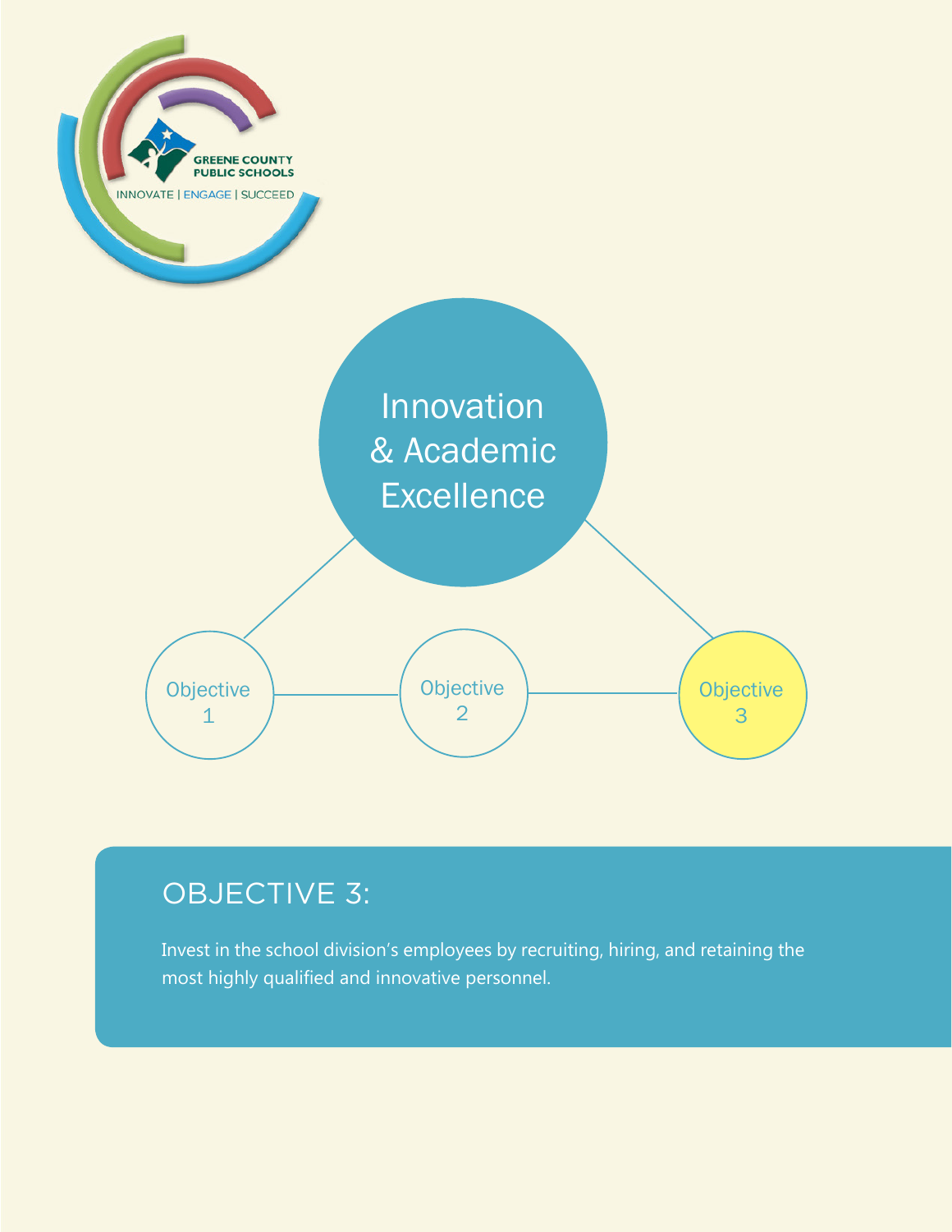GREENE COUNTY PUBLIC SCHOOLS

INNOVATE | ENGAGE | SUCCEED

Innovation & Academic Excellence

Objective 1

Objective 2

Objective 3

## OBJECTIVE 3:

Invest in the school division's employees by recruiting, hiring, and retaining the most highly qualified and innovative personnel.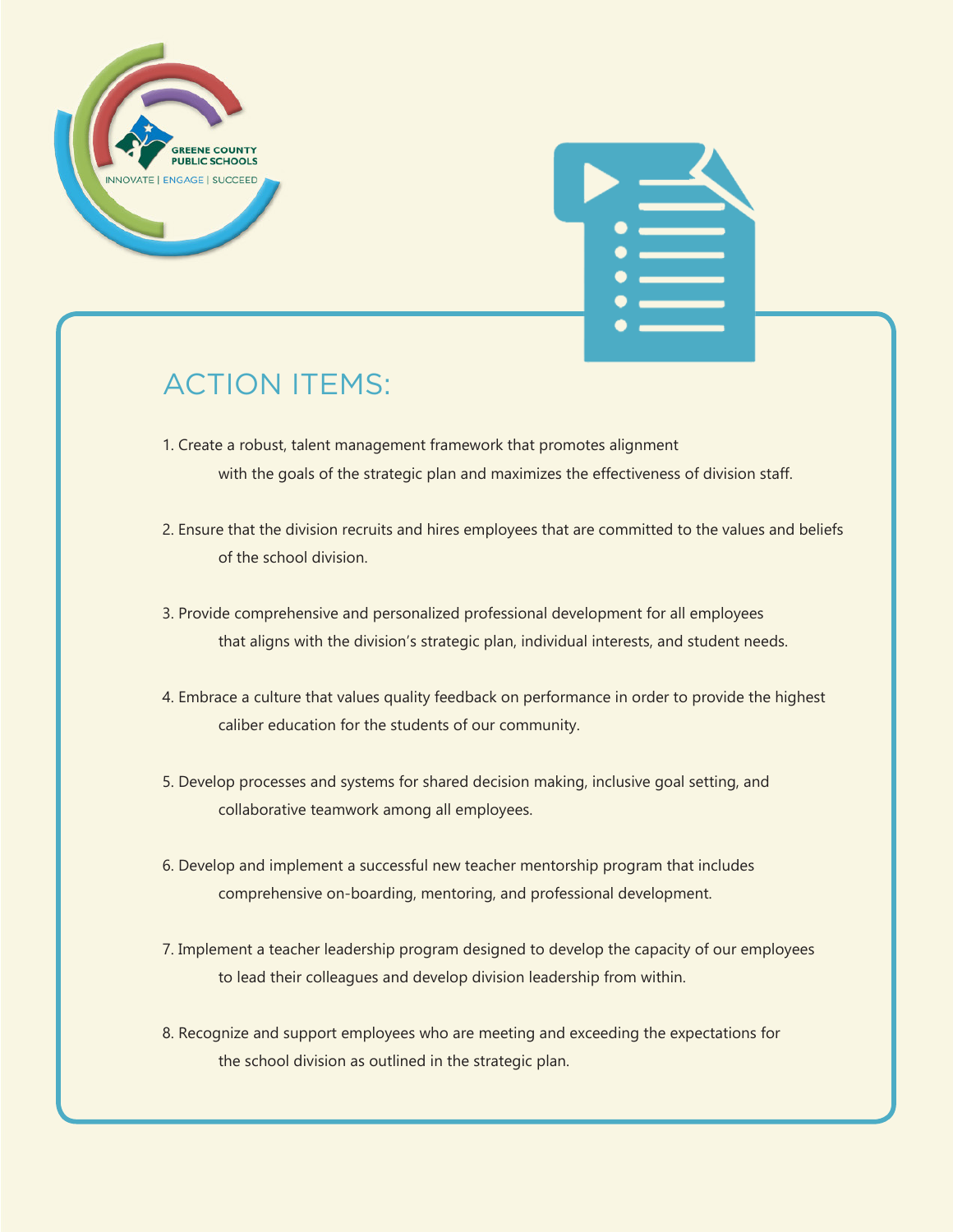GREENE COUNTY PUBLIC SCHOOLS

INNOVATE | ENGAGE | SUCCEED

## ACTION ITEMS:

1. Create a robust, talent management framework that promotes alignment with the goals of the strategic plan and maximizes the effectiveness of division staff.

2. Ensure that the division recruits and hires employees that are committed to the values and beliefs of the school division.

3. Provide comprehensive and personalized professional development for all employees that aligns with the division's strategic plan, individual interests, and student needs.

4. Embrace a culture that values quality feedback on performance in order to provide the highest caliber education for the students of our community.

5. Develop processes and systems for shared decision making, inclusive goal setting, and collaborative teamwork among all employees.

6. Develop and implement a successful new teacher mentorship program that includes comprehensive on-boarding, mentoring, and professional development.

7. Implement a teacher leadership program designed to develop the capacity of our employees to lead their colleagues and develop division leadership from within.

8. Recognize and support employees who are meeting and exceeding the expectations for the school division as outlined in the strategic plan.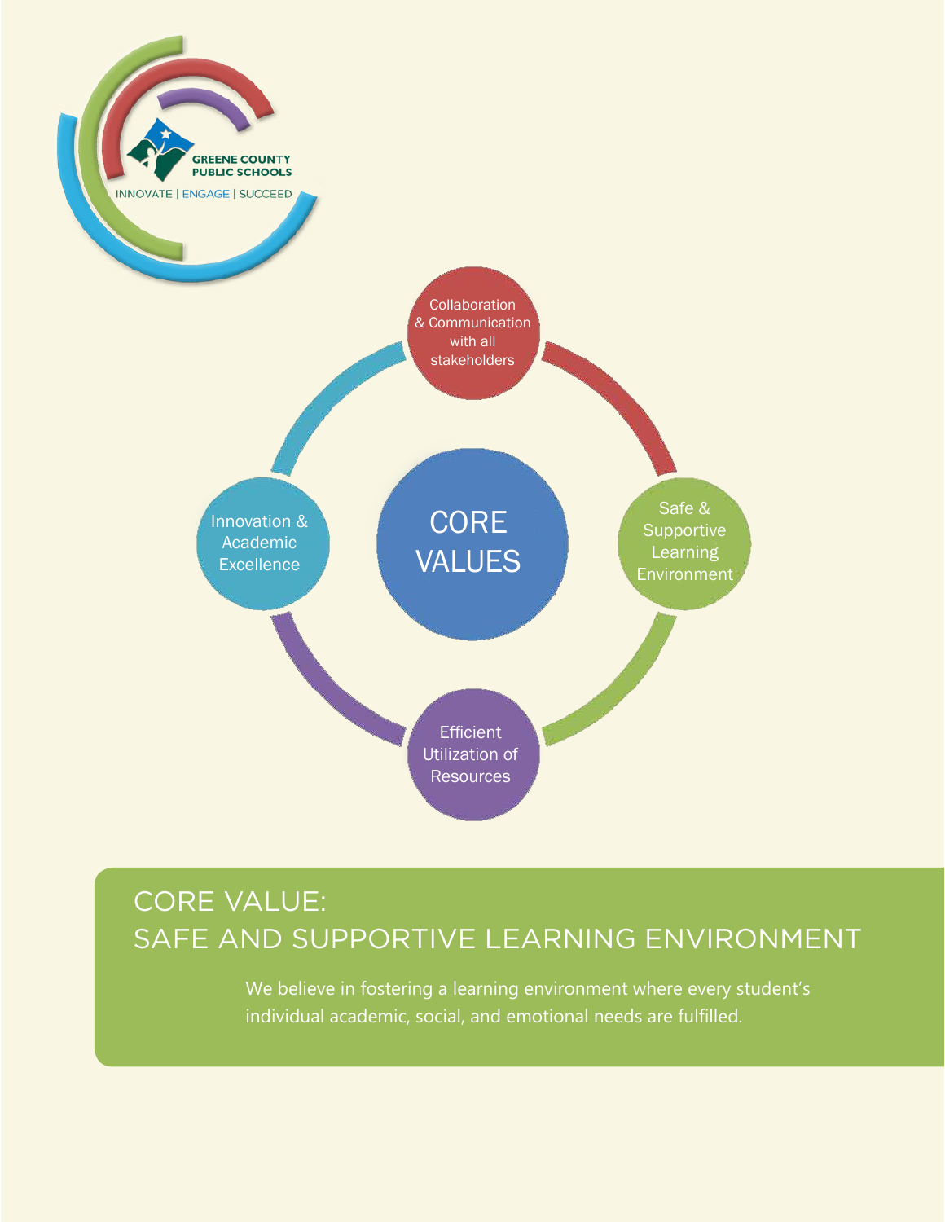GREENE COUNTY PUBLIC SCHOOLS

INNOVATE | ENGAGE | SUCCEED

CORE VALUES

- Collaboration & Communication with all stakeholders
- Safe & Supportive Learning Environment
- Efficient Utilization of Resources
- Innovation & Academic Excellence

## CORE VALUE: SAFE AND SUPPORTIVE LEARNING ENVIRONMENT

We believe in fostering a learning environment where every student's individual academic, social, and emotional needs are fulfilled.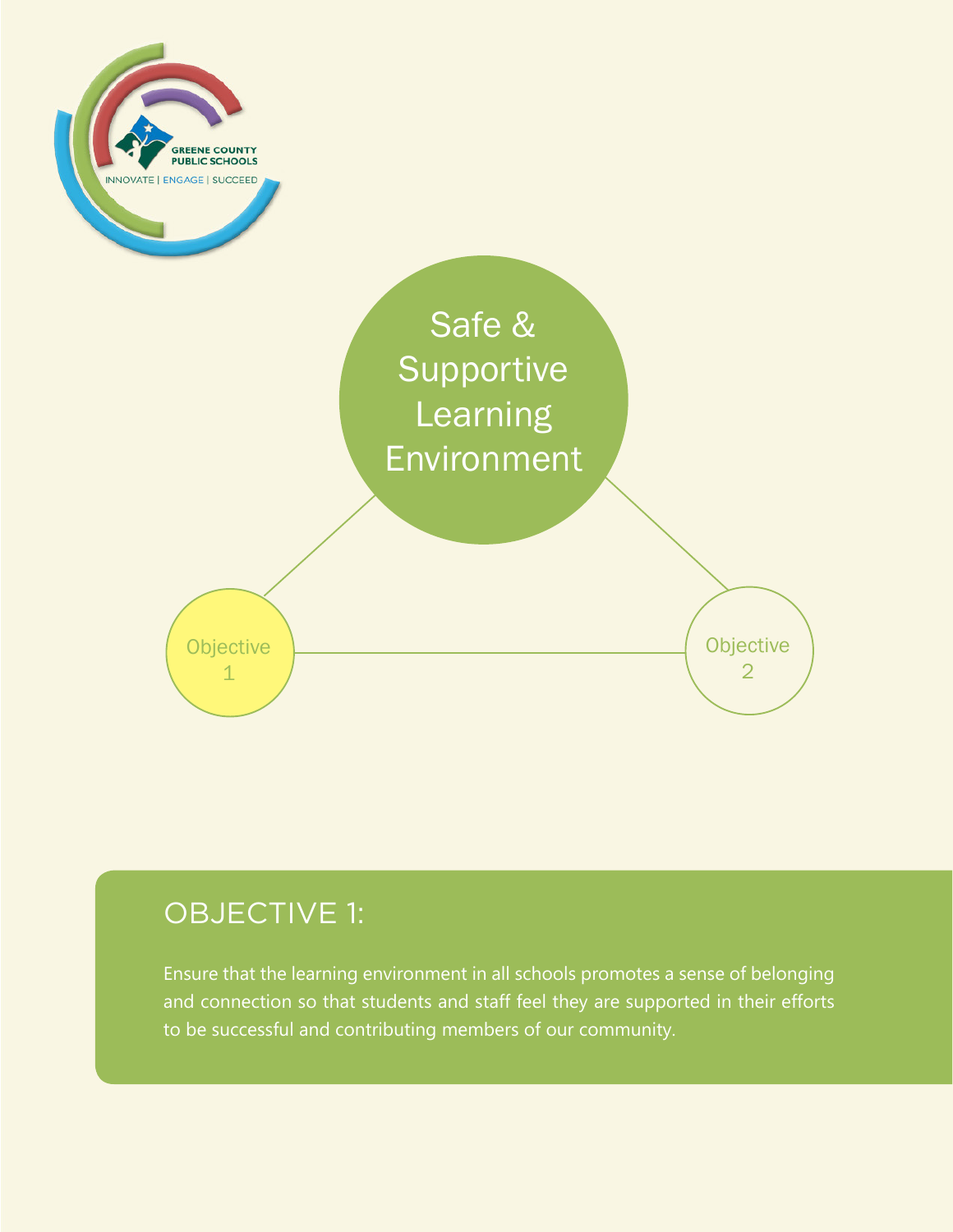Safe & Supportive Learning Environment

Objective 1

Objective 2

## OBJECTIVE 1:

Ensure that the learning environment in all schools promotes a sense of belonging and connection so that students and staff feel they are supported in their efforts to be successful and contributing members of our community.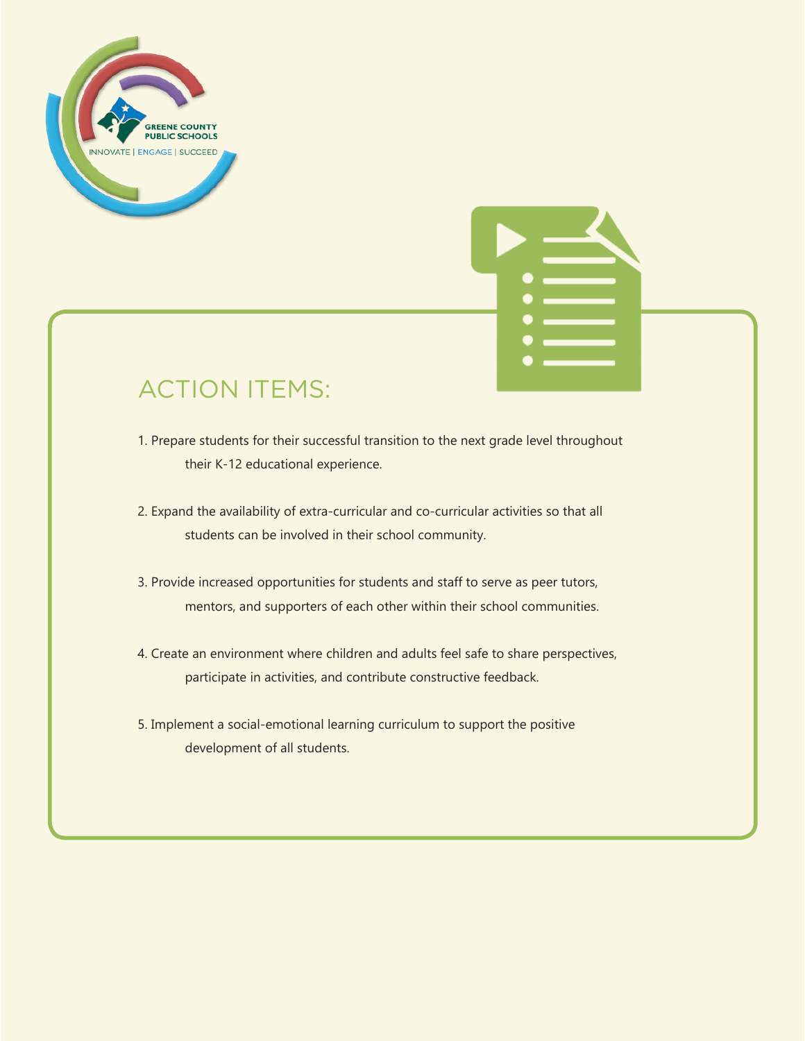GREENE COUNTY PUBLIC SCHOOLS

INNOVATE | ENGAGE | SUCCEED

## ACTION ITEMS:

1. Prepare students for their successful transition to the next grade level throughout their K-12 educational experience.

2. Expand the availability of extra-curricular and co-curricular activities so that all students can be involved in their school community.

3. Provide increased opportunities for students and staff to serve as peer tutors, mentors, and supporters of each other within their school communities.

4. Create an environment where children and adults feel safe to share perspectives, participate in activities, and contribute constructive feedback.

5. Implement a social-emotional learning curriculum to support the positive development of all students.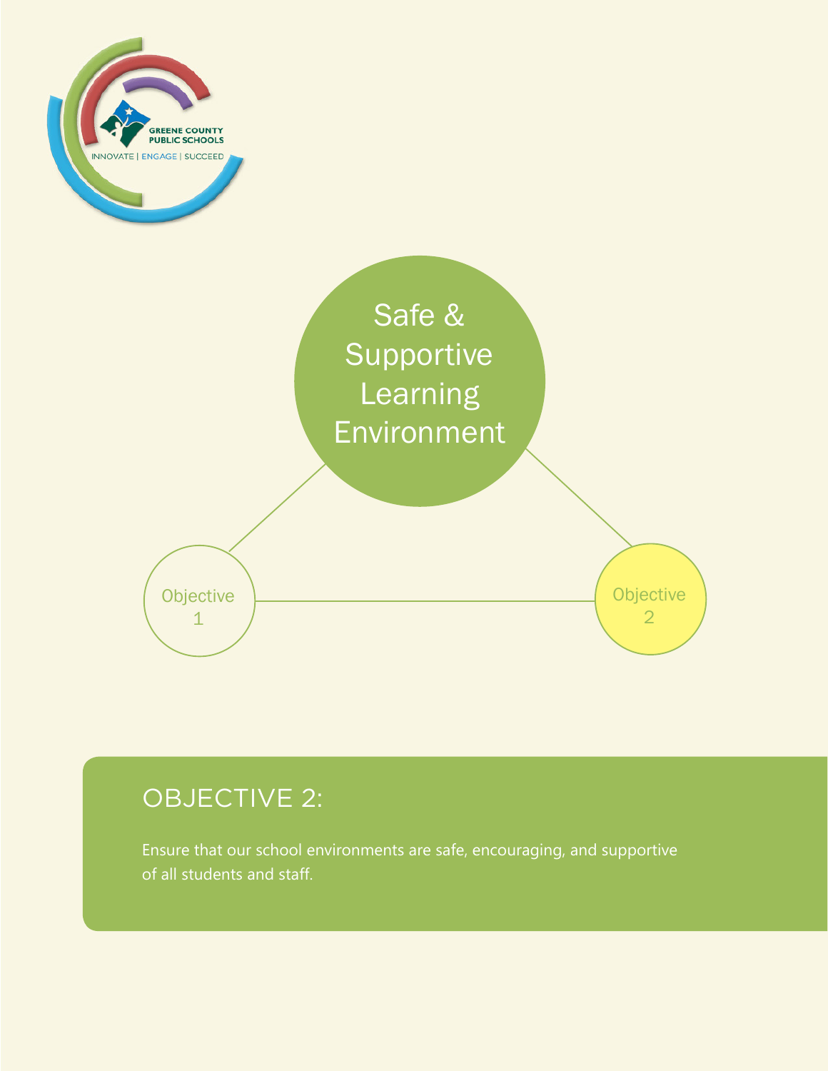GREENE COUNTY PUBLIC SCHOOLS

INNOVATE | ENGAGE | SUCCEED

Safe & Supportive Learning Environment

Objective 1

Objective 2

## OBJECTIVE 2:

Ensure that our school environments are safe, encouraging, and supportive of all students and staff.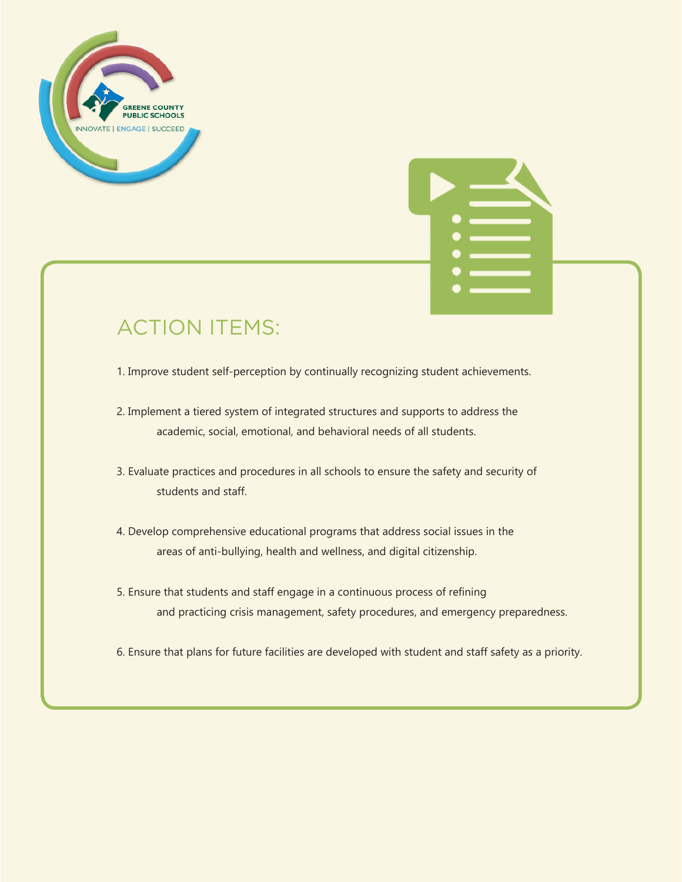GREENE COUNTY PUBLIC SCHOOLS

INNOVATE | ENGAGE | SUCCEED

## ACTION ITEMS:

1. Improve student self-perception by continually recognizing student achievements.
2. Implement a tiered system of integrated structures and supports to address the academic, social, emotional, and behavioral needs of all students.
3. Evaluate practices and procedures in all schools to ensure the safety and security of students and staff.
4. Develop comprehensive educational programs that address social issues in the areas of anti-bullying, health and wellness, and digital citizenship.
5. Ensure that students and staff engage in a continuous process of refining and practicing crisis management, safety procedures, and emergency preparedness.
6. Ensure that plans for future facilities are developed with student and staff safety as a priority.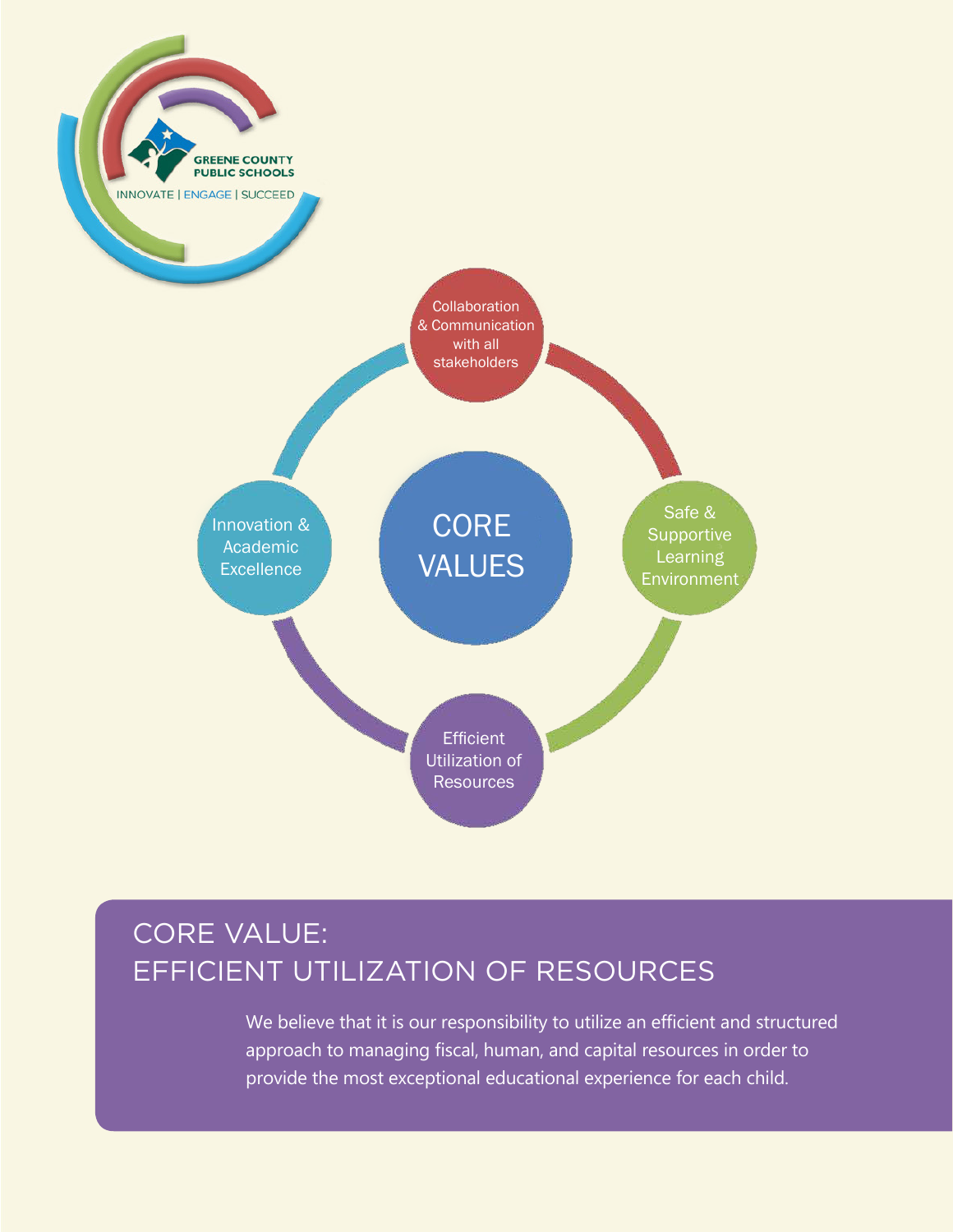GREENE COUNTY PUBLIC SCHOOLS

INNOVATE | ENGAGE | SUCCEED

CORE VALUES

- Collaboration & Communication with all stakeholders
- Safe & Supportive Learning Environment
- Efficient Utilization of Resources
- Innovation & Academic Excellence

## CORE VALUE: EFFICIENT UTILIZATION OF RESOURCES

We believe that it is our responsibility to utilize an efficient and structured approach to managing fiscal, human, and capital resources in order to provide the most exceptional educational experience for each child.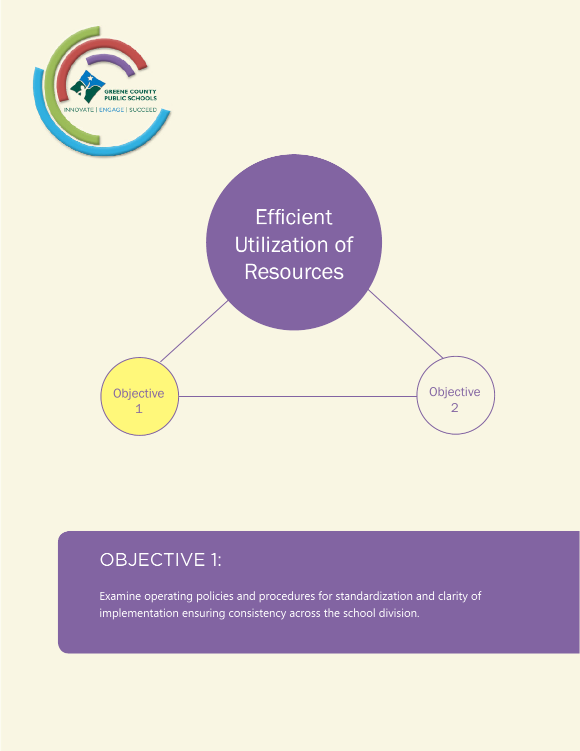Efficient Utilization of Resources

Objective 1

Objective 2

## OBJECTIVE 1:

Examine operating policies and procedures for standardization and clarity of implementation ensuring consistency across the school division.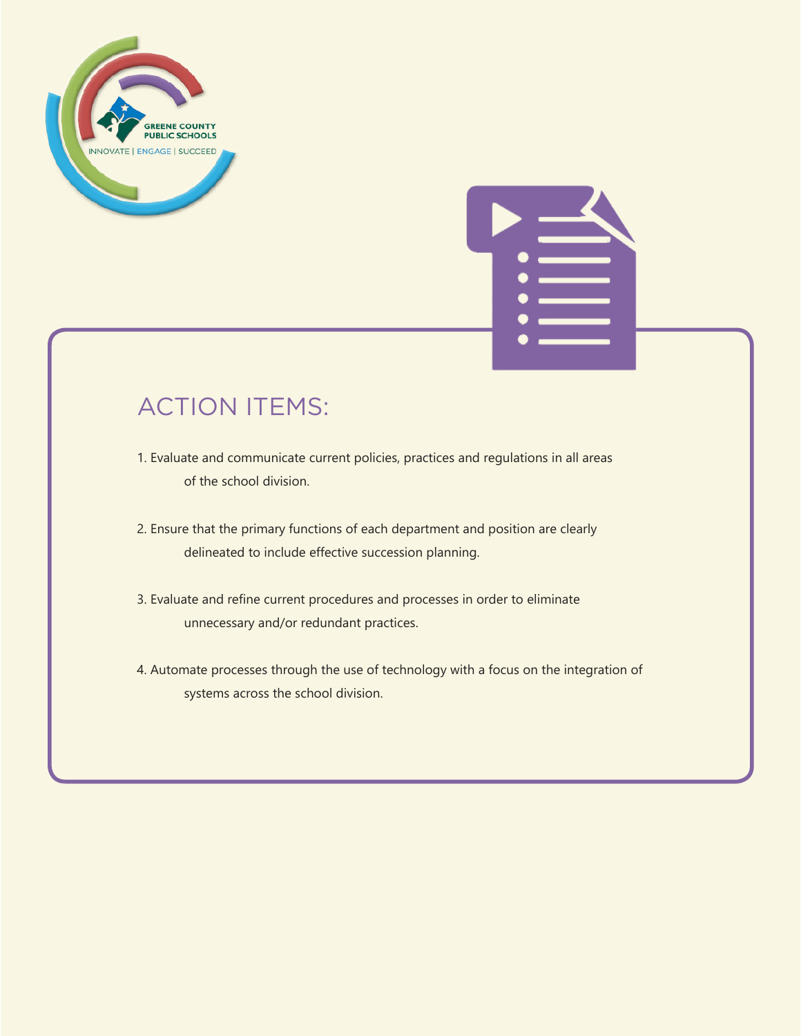## ACTION ITEMS:

1. Evaluate and communicate current policies, practices and regulations in all areas of the school division.

2. Ensure that the primary functions of each department and position are clearly delineated to include effective succession planning.

3. Evaluate and refine current procedures and processes in order to eliminate unnecessary and/or redundant practices.

4. Automate processes through the use of technology with a focus on the integration of systems across the school division.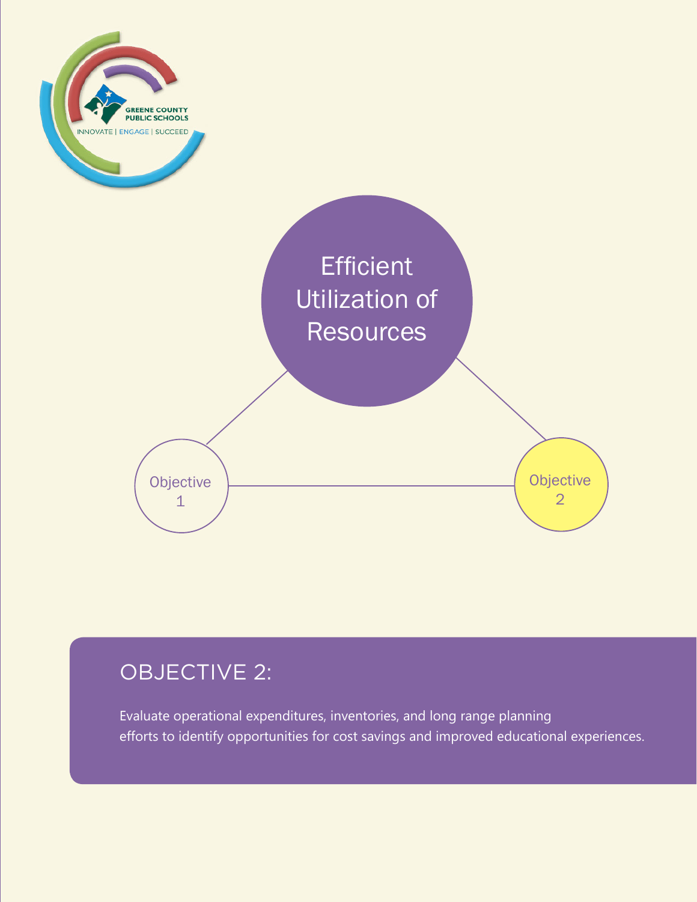Efficient Utilization of Resources

Objective 1

Objective 2

## OBJECTIVE 2:

Evaluate operational expenditures, inventories, and long range planning efforts to identify opportunities for cost savings and improved educational experiences.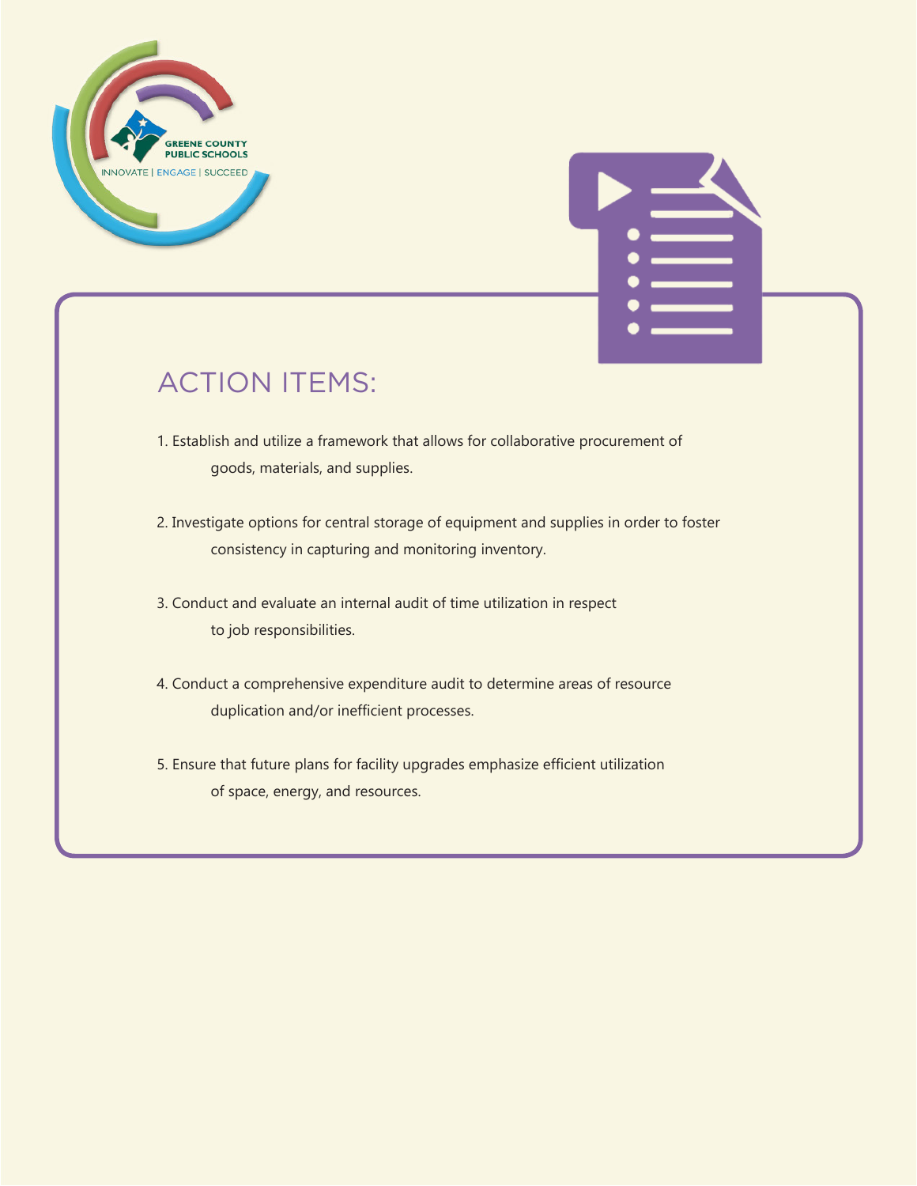## ACTION ITEMS:

1. Establish and utilize a framework that allows for collaborative procurement of goods, materials, and supplies.

2. Investigate options for central storage of equipment and supplies in order to foster consistency in capturing and monitoring inventory.

3. Conduct and evaluate an internal audit of time utilization in respect to job responsibilities.

4. Conduct a comprehensive expenditure audit to determine areas of resource duplication and/or inefficient processes.

5. Ensure that future plans for facility upgrades emphasize efficient utilization of space, energy, and resources.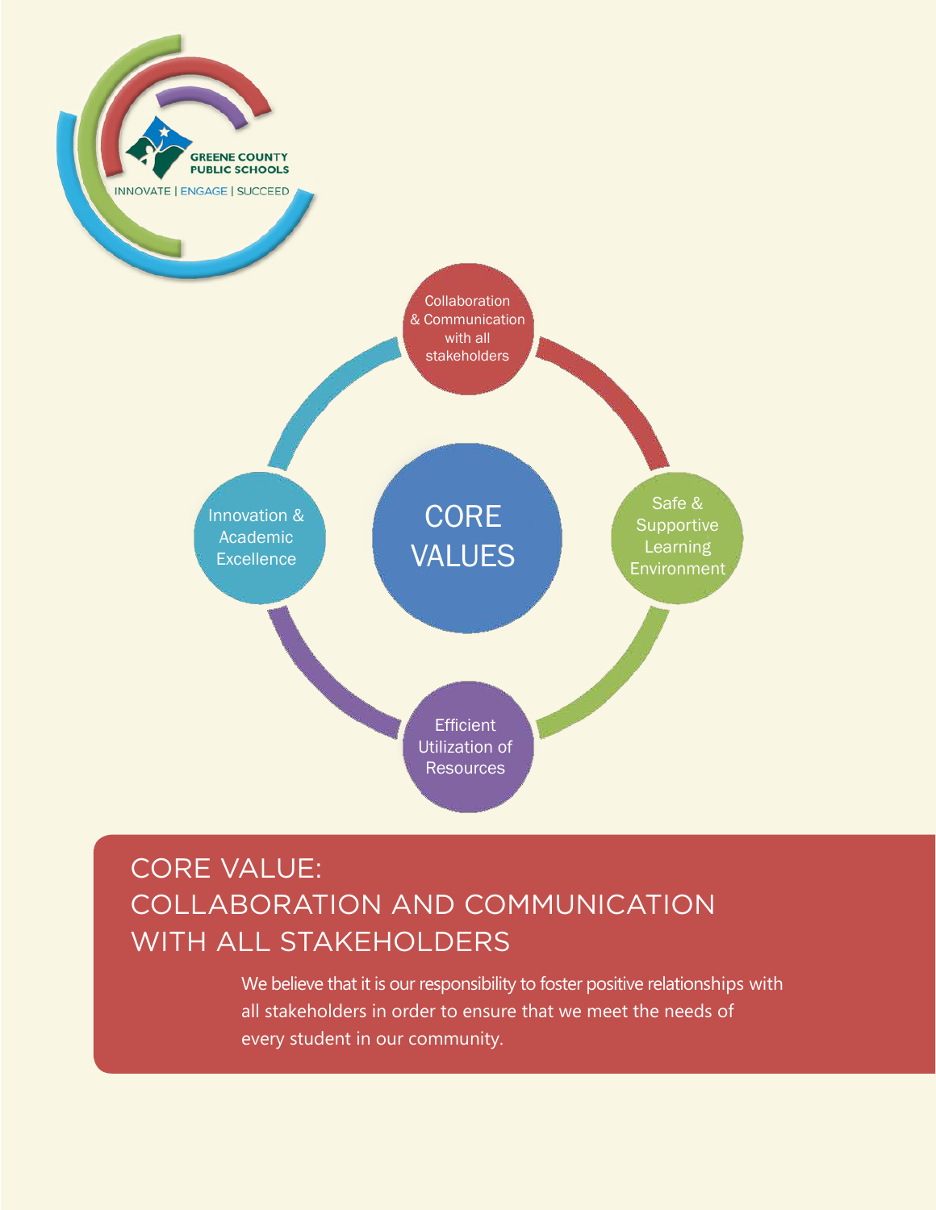GREENE COUNTY PUBLIC SCHOOLS

INNOVATE | ENGAGE | SUCCEED

CORE VALUES

- Collaboration & Communication with all stakeholders
- Safe & Supportive Learning Environment
- Efficient Utilization of Resources
- Innovation & Academic Excellence

# CORE VALUE: COLLABORATION AND COMMUNICATION WITH ALL STAKEHOLDERS

We believe that it is our responsibility to foster positive relationships with all stakeholders in order to ensure that we meet the needs of every student in our community.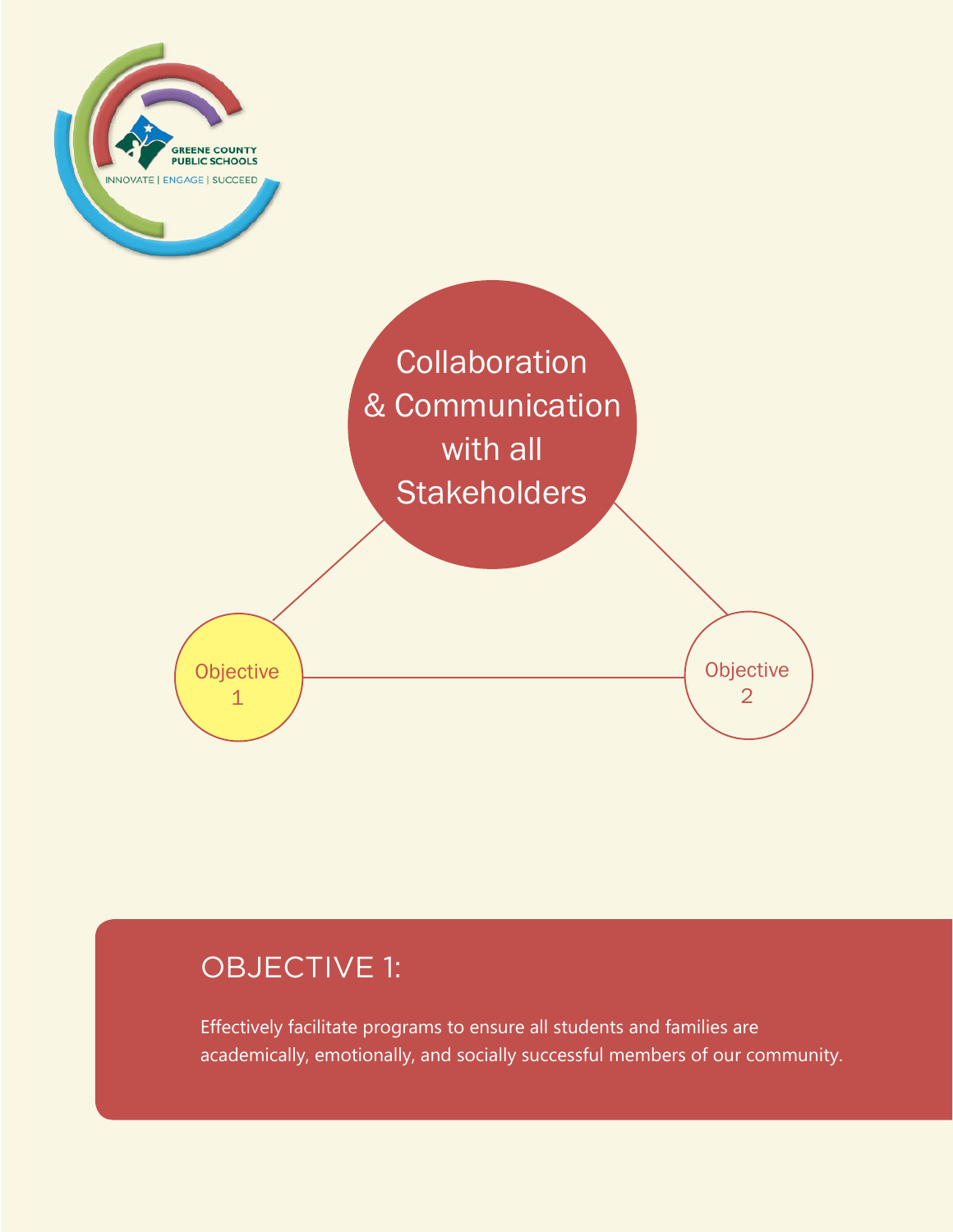Collaboration & Communication with all Stakeholders

Objective 1

Objective 2

## OBJECTIVE 1:

Effectively facilitate programs to ensure all students and families are academically, emotionally, and socially successful members of our community.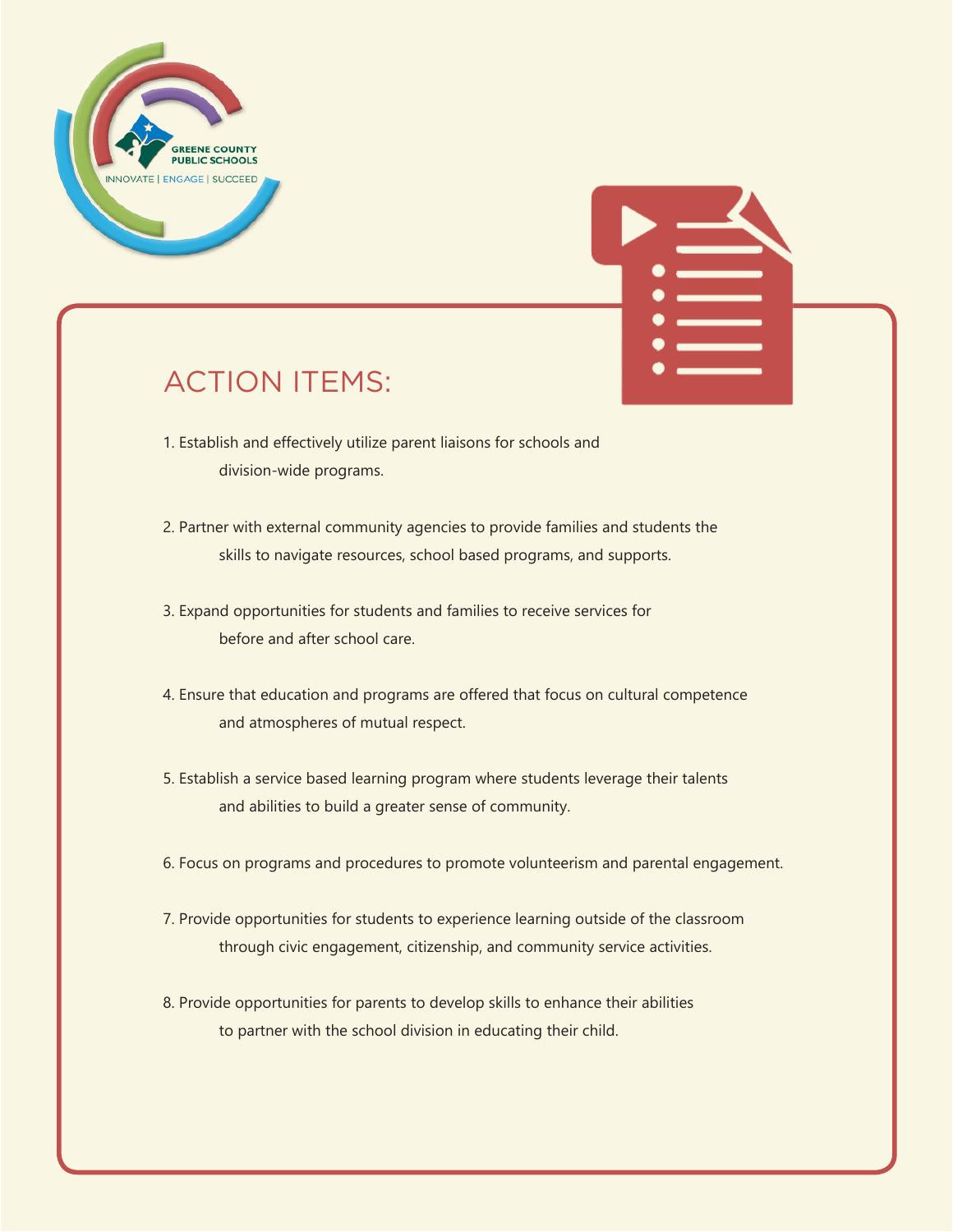GREENE COUNTY PUBLIC SCHOOLS

INNOVATE | ENGAGE | SUCCEED

## ACTION ITEMS:

1. Establish and effectively utilize parent liaisons for schools and division-wide programs.
2. Partner with external community agencies to provide families and students the skills to navigate resources, school based programs, and supports.
3. Expand opportunities for students and families to receive services for before and after school care.
4. Ensure that education and programs are offered that focus on cultural competence and atmospheres of mutual respect.
5. Establish a service based learning program where students leverage their talents and abilities to build a greater sense of community.
6. Focus on programs and procedures to promote volunteerism and parental engagement.
7. Provide opportunities for students to experience learning outside of the classroom through civic engagement, citizenship, and community service activities.
8. Provide opportunities for parents to develop skills to enhance their abilities to partner with the school division in educating their child.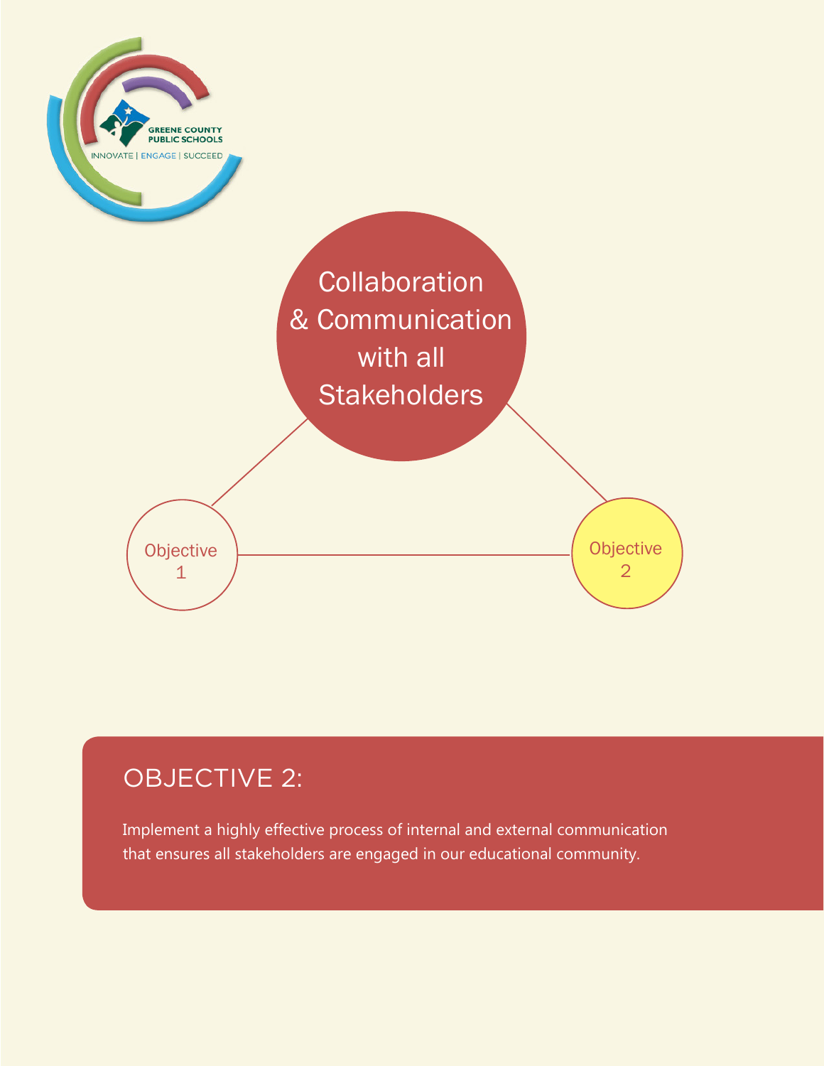GREENE COUNTY PUBLIC SCHOOLS

INNOVATE | ENGAGE | SUCCEED

Collaboration & Communication with all Stakeholders

Objective 1

Objective 2

## OBJECTIVE 2:

Implement a highly effective process of internal and external communication that ensures all stakeholders are engaged in our educational community.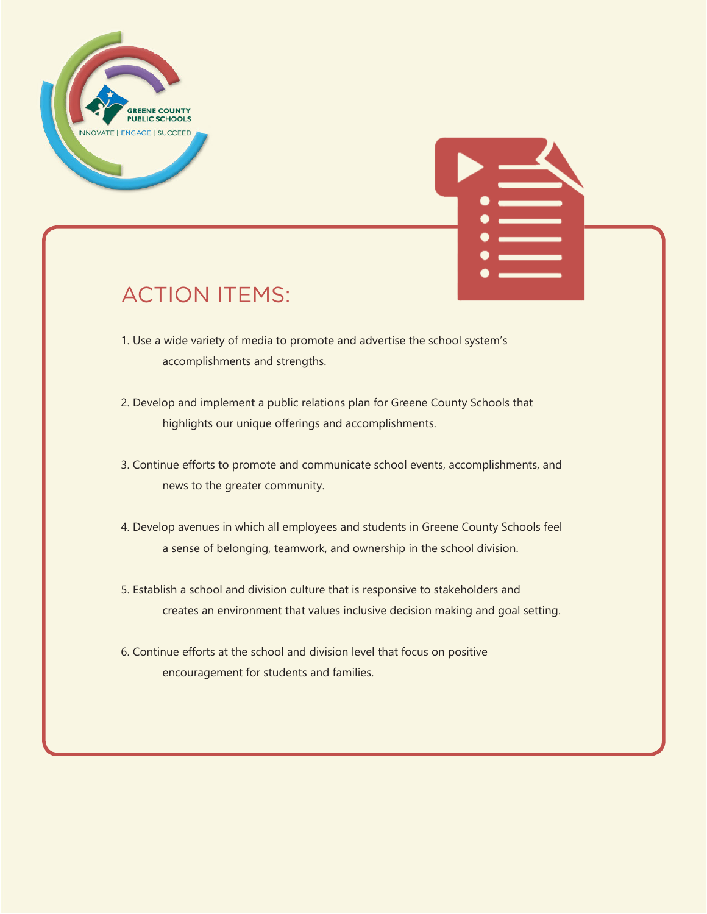GREENE COUNTY PUBLIC SCHOOLS

INNOVATE | ENGAGE | SUCCEED

## ACTION ITEMS:

1. Use a wide variety of media to promote and advertise the school system's accomplishments and strengths.

2. Develop and implement a public relations plan for Greene County Schools that highlights our unique offerings and accomplishments.

3. Continue efforts to promote and communicate school events, accomplishments, and news to the greater community.

4. Develop avenues in which all employees and students in Greene County Schools feel a sense of belonging, teamwork, and ownership in the school division.

5. Establish a school and division culture that is responsive to stakeholders and creates an environment that values inclusive decision making and goal setting.

6. Continue efforts at the school and division level that focus on positive encouragement for students and families.